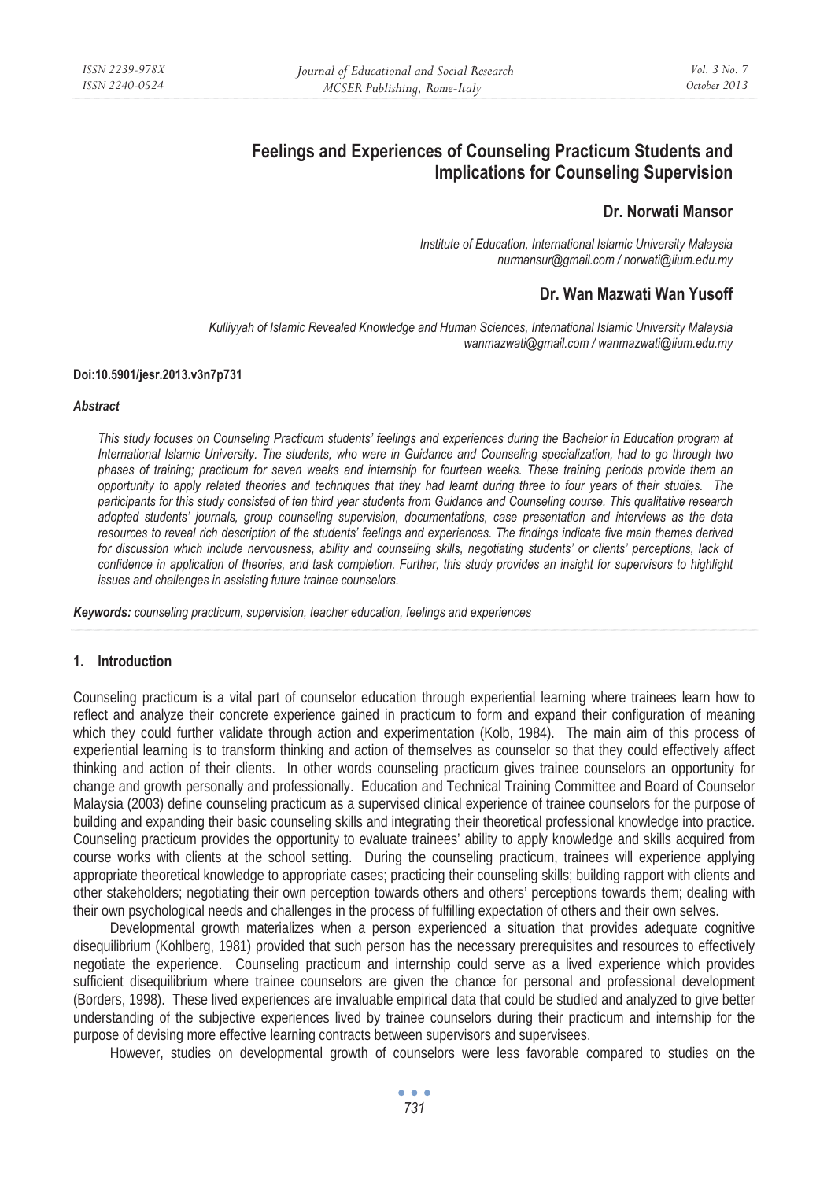# Feelings and Experiences of Counseling Practicum Students and Implications for Counseling Supervision

**Dr. Norwati Mansor**

*Institute of Education, International Islamic University Malaysia*
*nurmansur@gmail.com / norwati@iium.edu.my*

**Dr. Wan Mazwati Wan Yusoff**

*Kulliyyah of Islamic Revealed Knowledge and Human Sciences, International Islamic University Malaysia*
*wanmazwati@gmail.com / wanmazwati@iium.edu.my*

**Doi:10.5901/jesr.2013.v3n7p731**

***Abstract***

*This study focuses on Counseling Practicum students' feelings and experiences during the Bachelor in Education program at International Islamic University. The students, who were in Guidance and Counseling specialization, had to go through two phases of training; practicum for seven weeks and internship for fourteen weeks. These training periods provide them an opportunity to apply related theories and techniques that they had learnt during three to four years of their studies. The participants for this study consisted of ten third year students from Guidance and Counseling course. This qualitative research adopted students' journals, group counseling supervision, documentations, case presentation and interviews as the data resources to reveal rich description of the students' feelings and experiences. The findings indicate five main themes derived for discussion which include nervousness, ability and counseling skills, negotiating students' or clients' perceptions, lack of confidence in application of theories, and task completion. Further, this study provides an insight for supervisors to highlight issues and challenges in assisting future trainee counselors.*

***Keywords:*** *counseling practicum, supervision, teacher education, feelings and experiences*

## 1. Introduction

Counseling practicum is a vital part of counselor education through experiential learning where trainees learn how to reflect and analyze their concrete experience gained in practicum to form and expand their configuration of meaning which they could further validate through action and experimentation (Kolb, 1984). The main aim of this process of experiential learning is to transform thinking and action of themselves as counselor so that they could effectively affect thinking and action of their clients. In other words counseling practicum gives trainee counselors an opportunity for change and growth personally and professionally. Education and Technical Training Committee and Board of Counselor Malaysia (2003) define counseling practicum as a supervised clinical experience of trainee counselors for the purpose of building and expanding their basic counseling skills and integrating their theoretical professional knowledge into practice. Counseling practicum provides the opportunity to evaluate trainees' ability to apply knowledge and skills acquired from course works with clients at the school setting. During the counseling practicum, trainees will experience applying appropriate theoretical knowledge to appropriate cases; practicing their counseling skills; building rapport with clients and other stakeholders; negotiating their own perception towards others and others' perceptions towards them; dealing with their own psychological needs and challenges in the process of fulfilling expectation of others and their own selves.

Developmental growth materializes when a person experienced a situation that provides adequate cognitive disequilibrium (Kohlberg, 1981) provided that such person has the necessary prerequisites and resources to effectively negotiate the experience. Counseling practicum and internship could serve as a lived experience which provides sufficient disequilibrium where trainee counselors are given the chance for personal and professional development (Borders, 1998). These lived experiences are invaluable empirical data that could be studied and analyzed to give better understanding of the subjective experiences lived by trainee counselors during their practicum and internship for the purpose of devising more effective learning contracts between supervisors and supervisees.

However, studies on developmental growth of counselors were less favorable compared to studies on the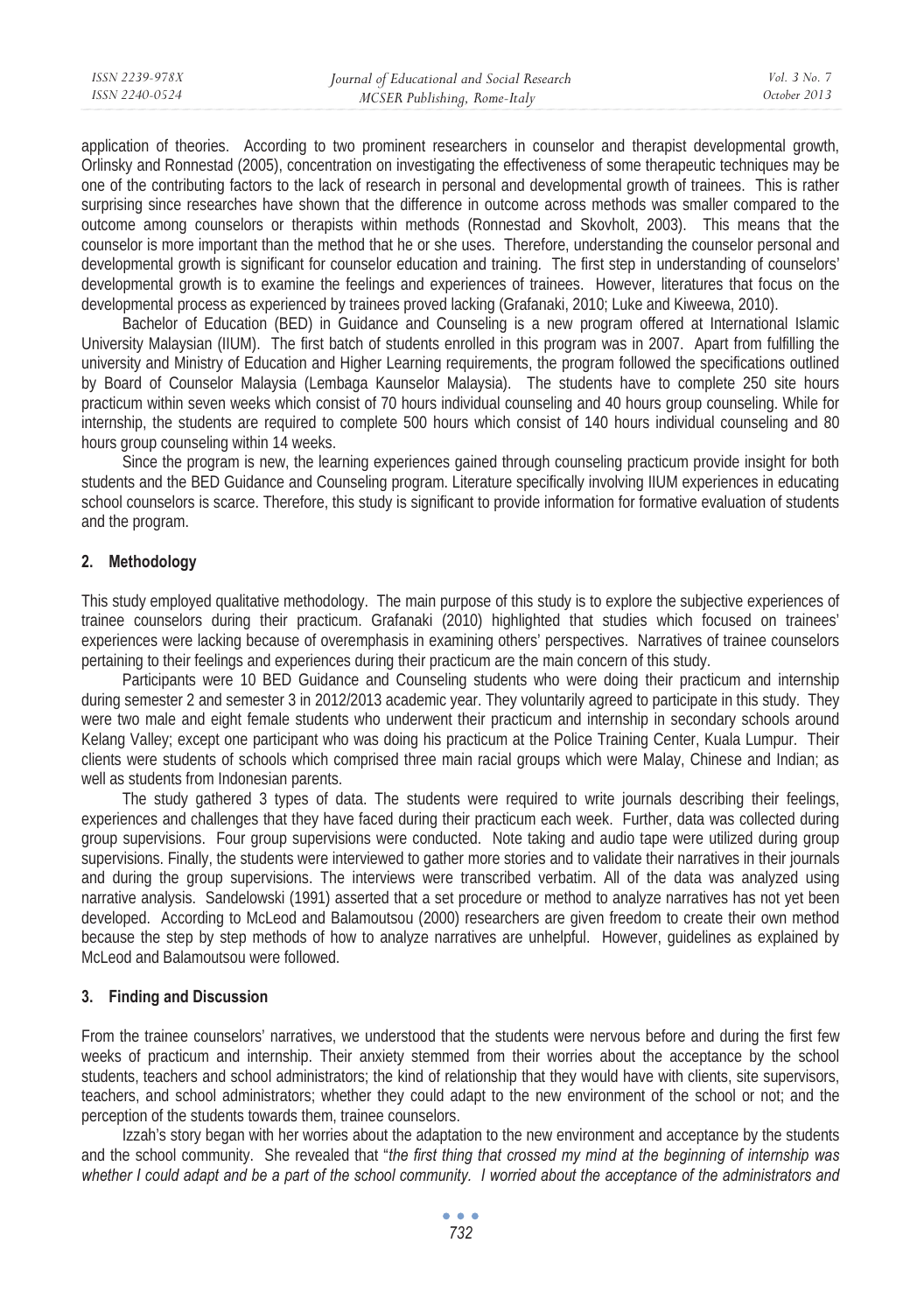application of theories. According to two prominent researchers in counselor and therapist developmental growth, Orlinsky and Ronnestad (2005), concentration on investigating the effectiveness of some therapeutic techniques may be one of the contributing factors to the lack of research in personal and developmental growth of trainees. This is rather surprising since researches have shown that the difference in outcome across methods was smaller compared to the outcome among counselors or therapists within methods (Ronnestad and Skovholt, 2003). This means that the counselor is more important than the method that he or she uses. Therefore, understanding the counselor personal and developmental growth is significant for counselor education and training. The first step in understanding of counselors' developmental growth is to examine the feelings and experiences of trainees. However, literatures that focus on the developmental process as experienced by trainees proved lacking (Grafanaki, 2010; Luke and Kiweewa, 2010).

Bachelor of Education (BED) in Guidance and Counseling is a new program offered at International Islamic University Malaysian (IIUM). The first batch of students enrolled in this program was in 2007. Apart from fulfilling the university and Ministry of Education and Higher Learning requirements, the program followed the specifications outlined by Board of Counselor Malaysia (Lembaga Kaunselor Malaysia). The students have to complete 250 site hours practicum within seven weeks which consist of 70 hours individual counseling and 40 hours group counseling. While for internship, the students are required to complete 500 hours which consist of 140 hours individual counseling and 80 hours group counseling within 14 weeks.

Since the program is new, the learning experiences gained through counseling practicum provide insight for both students and the BED Guidance and Counseling program. Literature specifically involving IIUM experiences in educating school counselors is scarce. Therefore, this study is significant to provide information for formative evaluation of students and the program.

## 2. Methodology

This study employed qualitative methodology. The main purpose of this study is to explore the subjective experiences of trainee counselors during their practicum. Grafanaki (2010) highlighted that studies which focused on trainees' experiences were lacking because of overemphasis in examining others' perspectives. Narratives of trainee counselors pertaining to their feelings and experiences during their practicum are the main concern of this study.

Participants were 10 BED Guidance and Counseling students who were doing their practicum and internship during semester 2 and semester 3 in 2012/2013 academic year. They voluntarily agreed to participate in this study. They were two male and eight female students who underwent their practicum and internship in secondary schools around Kelang Valley; except one participant who was doing his practicum at the Police Training Center, Kuala Lumpur. Their clients were students of schools which comprised three main racial groups which were Malay, Chinese and Indian; as well as students from Indonesian parents.

The study gathered 3 types of data. The students were required to write journals describing their feelings, experiences and challenges that they have faced during their practicum each week. Further, data was collected during group supervisions. Four group supervisions were conducted. Note taking and audio tape were utilized during group supervisions. Finally, the students were interviewed to gather more stories and to validate their narratives in their journals and during the group supervisions. The interviews were transcribed verbatim. All of the data was analyzed using narrative analysis. Sandelowski (1991) asserted that a set procedure or method to analyze narratives has not yet been developed. According to McLeod and Balamoutsou (2000) researchers are given freedom to create their own method because the step by step methods of how to analyze narratives are unhelpful. However, guidelines as explained by McLeod and Balamoutsou were followed.

## 3. Finding and Discussion

From the trainee counselors' narratives, we understood that the students were nervous before and during the first few weeks of practicum and internship. Their anxiety stemmed from their worries about the acceptance by the school students, teachers and school administrators; the kind of relationship that they would have with clients, site supervisors, teachers, and school administrators; whether they could adapt to the new environment of the school or not; and the perception of the students towards them, trainee counselors.

Izzah's story began with her worries about the adaptation to the new environment and acceptance by the students and the school community. She revealed that "*the first thing that crossed my mind at the beginning of internship was whether I could adapt and be a part of the school community. I worried about the acceptance of the administrators and*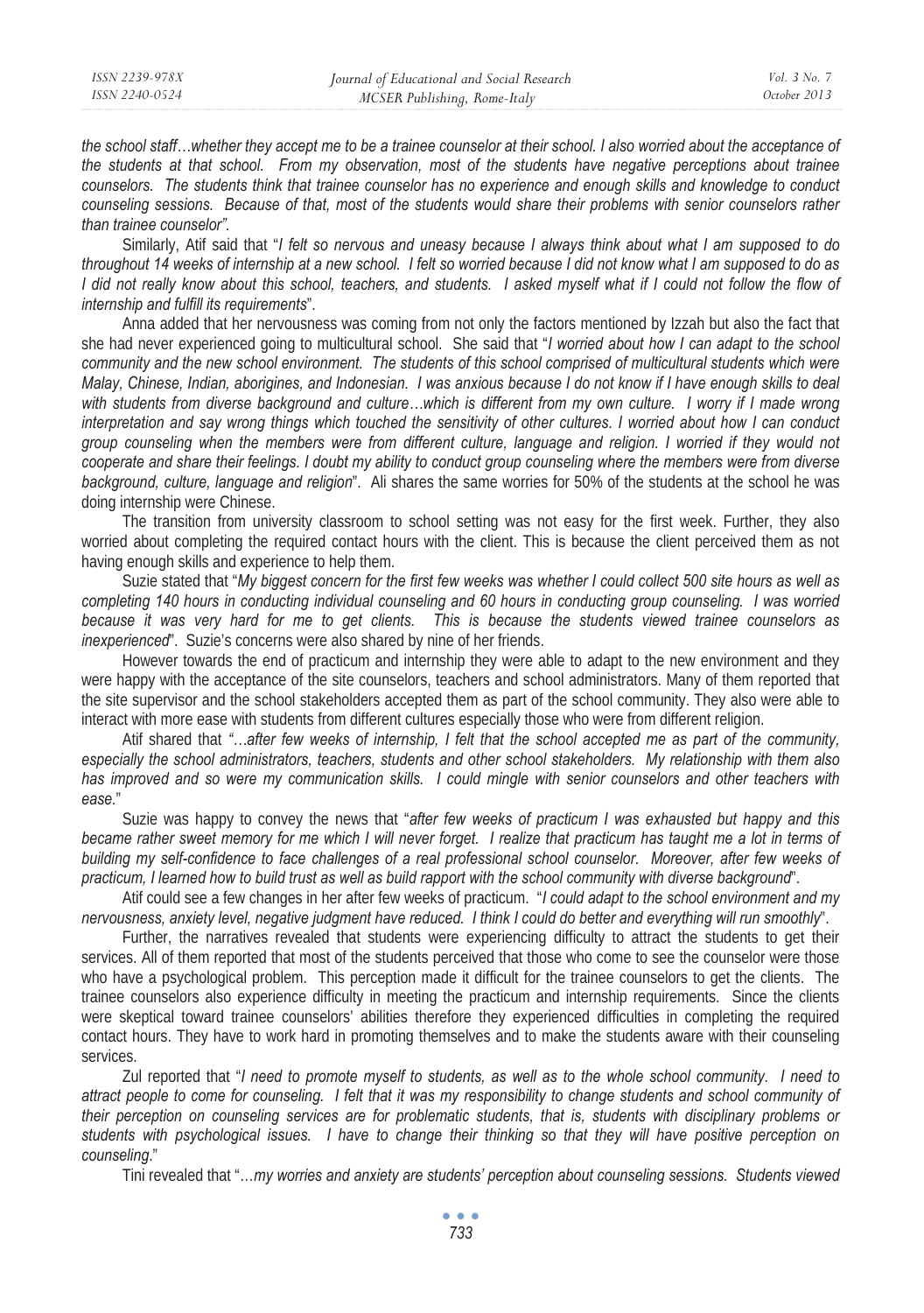*the school staff…whether they accept me to be a trainee counselor at their school. I also worried about the acceptance of the students at that school. From my observation, most of the students have negative perceptions about trainee counselors. The students think that trainee counselor has no experience and enough skills and knowledge to conduct counseling sessions. Because of that, most of the students would share their problems with senior counselors rather than trainee counselor".*

Similarly, Atif said that "*I felt so nervous and uneasy because I always think about what I am supposed to do throughout 14 weeks of internship at a new school. I felt so worried because I did not know what I am supposed to do as I did not really know about this school, teachers, and students. I asked myself what if I could not follow the flow of internship and fulfill its requirements*".

Anna added that her nervousness was coming from not only the factors mentioned by Izzah but also the fact that she had never experienced going to multicultural school. She said that "*I worried about how I can adapt to the school community and the new school environment. The students of this school comprised of multicultural students which were Malay, Chinese, Indian, aborigines, and Indonesian. I was anxious because I do not know if I have enough skills to deal with students from diverse background and culture…which is different from my own culture. I worry if I made wrong interpretation and say wrong things which touched the sensitivity of other cultures. I worried about how I can conduct group counseling when the members were from different culture, language and religion. I worried if they would not cooperate and share their feelings. I doubt my ability to conduct group counseling where the members were from diverse background, culture, language and religion*". Ali shares the same worries for 50% of the students at the school he was doing internship were Chinese.

The transition from university classroom to school setting was not easy for the first week. Further, they also worried about completing the required contact hours with the client. This is because the client perceived them as not having enough skills and experience to help them.

Suzie stated that "*My biggest concern for the first few weeks was whether I could collect 500 site hours as well as completing 140 hours in conducting individual counseling and 60 hours in conducting group counseling. I was worried because it was very hard for me to get clients. This is because the students viewed trainee counselors as inexperienced*". Suzie's concerns were also shared by nine of her friends.

However towards the end of practicum and internship they were able to adapt to the new environment and they were happy with the acceptance of the site counselors, teachers and school administrators. Many of them reported that the site supervisor and the school stakeholders accepted them as part of the school community. They also were able to interact with more ease with students from different cultures especially those who were from different religion.

Atif shared that *"…after few weeks of internship, I felt that the school accepted me as part of the community, especially the school administrators, teachers, students and other school stakeholders. My relationship with them also has improved and so were my communication skills. I could mingle with senior counselors and other teachers with ease.*"

Suzie was happy to convey the news that "*after few weeks of practicum I was exhausted but happy and this became rather sweet memory for me which I will never forget. I realize that practicum has taught me a lot in terms of building my self-confidence to face challenges of a real professional school counselor. Moreover, after few weeks of practicum, I learned how to build trust as well as build rapport with the school community with diverse background*".

Atif could see a few changes in her after few weeks of practicum. "*I could adapt to the school environment and my nervousness, anxiety level, negative judgment have reduced. I think I could do better and everything will run smoothly*".

Further, the narratives revealed that students were experiencing difficulty to attract the students to get their services. All of them reported that most of the students perceived that those who come to see the counselor were those who have a psychological problem. This perception made it difficult for the trainee counselors to get the clients. The trainee counselors also experience difficulty in meeting the practicum and internship requirements. Since the clients were skeptical toward trainee counselors' abilities therefore they experienced difficulties in completing the required contact hours. They have to work hard in promoting themselves and to make the students aware with their counseling services.

Zul reported that "*I need to promote myself to students, as well as to the whole school community. I need to attract people to come for counseling. I felt that it was my responsibility to change students and school community of their perception on counseling services are for problematic students, that is, students with disciplinary problems or students with psychological issues. I have to change their thinking so that they will have positive perception on counseling*."

Tini revealed that "…*my worries and anxiety are students' perception about counseling sessions. Students viewed*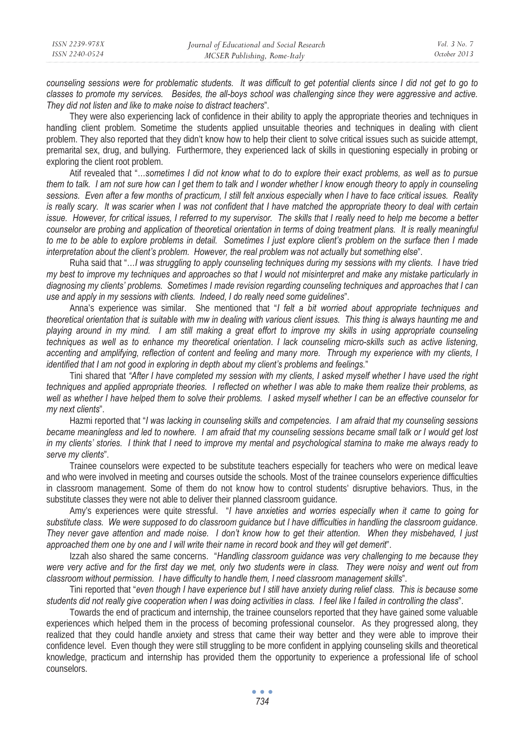*counseling sessions were for problematic students. It was difficult to get potential clients since I did not get to go to classes to promote my services. Besides, the all-boys school was challenging since they were aggressive and active. They did not listen and like to make noise to distract teachers*".

They were also experiencing lack of confidence in their ability to apply the appropriate theories and techniques in handling client problem. Sometime the students applied unsuitable theories and techniques in dealing with client problem. They also reported that they didn't know how to help their client to solve critical issues such as suicide attempt, premarital sex, drug, and bullying. Furthermore, they experienced lack of skills in questioning especially in probing or exploring the client root problem.

Atif revealed that "*…sometimes I did not know what to do to explore their exact problems, as well as to pursue them to talk. I am not sure how can I get them to talk and I wonder whether I know enough theory to apply in counseling sessions. Even after a few months of practicum, I still felt anxious especially when I have to face critical issues. Reality is really scary. It was scarier when I was not confident that I have matched the appropriate theory to deal with certain issue. However, for critical issues, I referred to my supervisor. The skills that I really need to help me become a better counselor are probing and application of theoretical orientation in terms of doing treatment plans. It is really meaningful to me to be able to explore problems in detail. Sometimes I just explore client's problem on the surface then I made interpretation about the client's problem. However, the real problem was not actually but something else*".

Ruha said that "*…I was struggling to apply counseling techniques during my sessions with my clients. I have tried my best to improve my techniques and approaches so that I would not misinterpret and make any mistake particularly in diagnosing my clients' problems. Sometimes I made revision regarding counseling techniques and approaches that I can use and apply in my sessions with clients. Indeed, I do really need some guidelines*".

Anna's experience was similar. She mentioned that "*I felt a bit worried about appropriate techniques and theoretical orientation that is suitable with mw in dealing with various client issues. This thing is always haunting me and playing around in my mind. I am still making a great effort to improve my skills in using appropriate counseling techniques as well as to enhance my theoretical orientation. I lack counseling micro-skills such as active listening, accenting and amplifying, reflection of content and feeling and many more. Through my experience with my clients, I identified that I am not good in exploring in depth about my client's problems and feelings.*"

Tini shared that *"After I have completed my session with my clients, I asked myself whether I have used the right techniques and applied appropriate theories. I reflected on whether I was able to make them realize their problems, as well as whether I have helped them to solve their problems. I asked myself whether I can be an effective counselor for my next clients*".

Hazmi reported that "*I was lacking in counseling skills and competencies. I am afraid that my counseling sessions became meaningless and led to nowhere. I am afraid that my counseling sessions became small talk or I would get lost in my clients' stories. I think that I need to improve my mental and psychological stamina to make me always ready to serve my clients*".

Trainee counselors were expected to be substitute teachers especially for teachers who were on medical leave and who were involved in meeting and courses outside the schools. Most of the trainee counselors experience difficulties in classroom management. Some of them do not know how to control students' disruptive behaviors. Thus, in the substitute classes they were not able to deliver their planned classroom guidance.

Amy's experiences were quite stressful. "*I have anxieties and worries especially when it came to going for substitute class. We were supposed to do classroom guidance but I have difficulties in handling the classroom guidance. They never gave attention and made noise. I don't know how to get their attention. When they misbehaved, I just approached them one by one and I will write their name in record book and they will get demerit*".

Izzah also shared the same concerns. "*Handling classroom guidance was very challenging to me because they were very active and for the first day we met, only two students were in class. They were noisy and went out from classroom without permission. I have difficulty to handle them, I need classroom management skills*".

Tini reported that "*even though I have experience but I still have anxiety during relief class. This is because some students did not really give cooperation when I was doing activities in class. I feel like I failed in controlling the class*".

Towards the end of practicum and internship, the trainee counselors reported that they have gained some valuable experiences which helped them in the process of becoming professional counselor. As they progressed along, they realized that they could handle anxiety and stress that came their way better and they were able to improve their confidence level. Even though they were still struggling to be more confident in applying counseling skills and theoretical knowledge, practicum and internship has provided them the opportunity to experience a professional life of school counselors.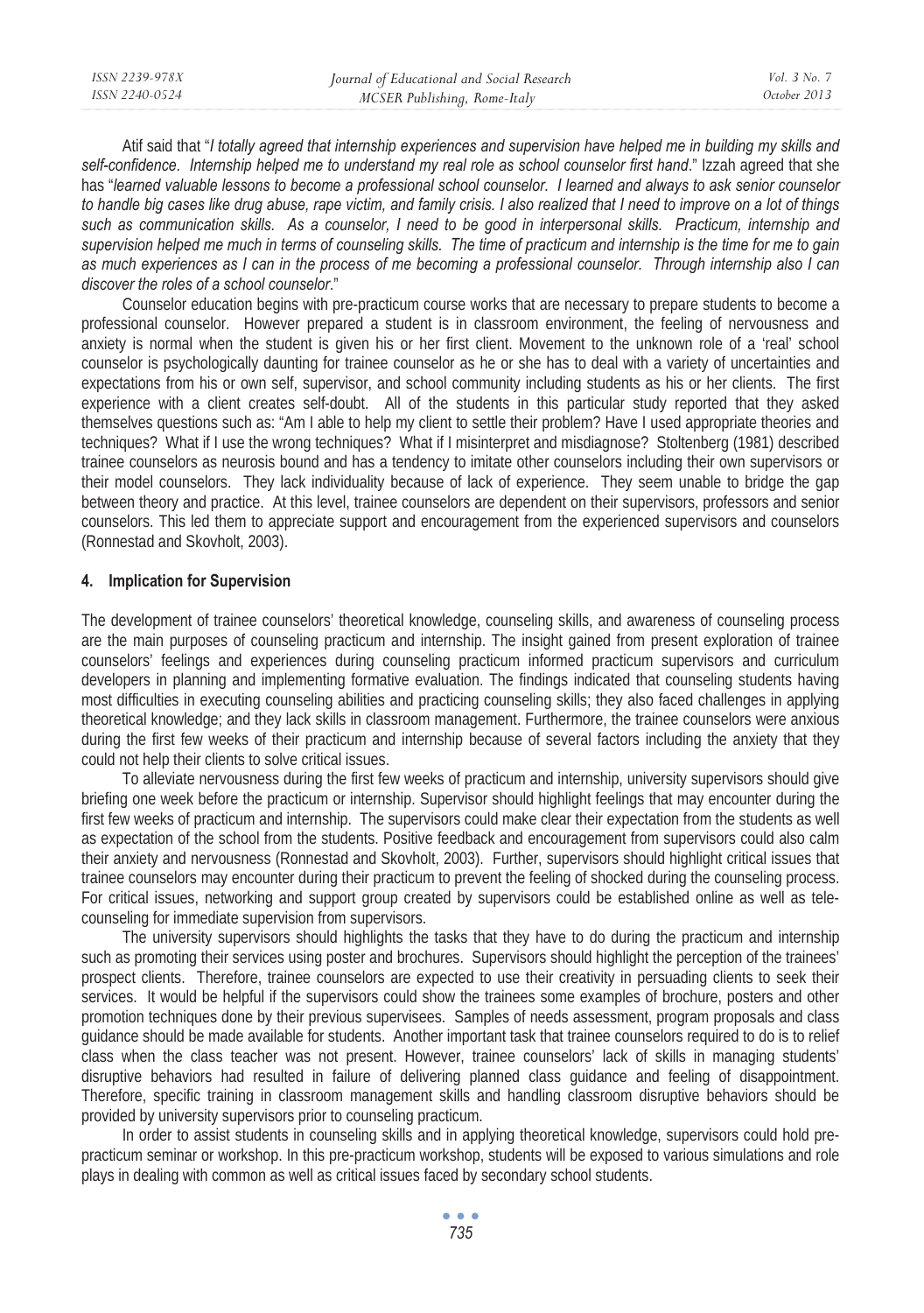Atif said that "*I totally agreed that internship experiences and supervision have helped me in building my skills and self-confidence. Internship helped me to understand my real role as school counselor first hand*." Izzah agreed that she has "*learned valuable lessons to become a professional school counselor. I learned and always to ask senior counselor to handle big cases like drug abuse, rape victim, and family crisis. I also realized that I need to improve on a lot of things such as communication skills. As a counselor, I need to be good in interpersonal skills. Practicum, internship and supervision helped me much in terms of counseling skills. The time of practicum and internship is the time for me to gain as much experiences as I can in the process of me becoming a professional counselor. Through internship also I can discover the roles of a school counselor*."

Counselor education begins with pre-practicum course works that are necessary to prepare students to become a professional counselor. However prepared a student is in classroom environment, the feeling of nervousness and anxiety is normal when the student is given his or her first client. Movement to the unknown role of a 'real' school counselor is psychologically daunting for trainee counselor as he or she has to deal with a variety of uncertainties and expectations from his or own self, supervisor, and school community including students as his or her clients. The first experience with a client creates self-doubt. All of the students in this particular study reported that they asked themselves questions such as: "Am I able to help my client to settle their problem? Have I used appropriate theories and techniques? What if I use the wrong techniques? What if I misinterpret and misdiagnose? Stoltenberg (1981) described trainee counselors as neurosis bound and has a tendency to imitate other counselors including their own supervisors or their model counselors. They lack individuality because of lack of experience. They seem unable to bridge the gap between theory and practice. At this level, trainee counselors are dependent on their supervisors, professors and senior counselors. This led them to appreciate support and encouragement from the experienced supervisors and counselors (Ronnestad and Skovholt, 2003).

## 4. Implication for Supervision

The development of trainee counselors' theoretical knowledge, counseling skills, and awareness of counseling process are the main purposes of counseling practicum and internship. The insight gained from present exploration of trainee counselors' feelings and experiences during counseling practicum informed practicum supervisors and curriculum developers in planning and implementing formative evaluation. The findings indicated that counseling students having most difficulties in executing counseling abilities and practicing counseling skills; they also faced challenges in applying theoretical knowledge; and they lack skills in classroom management. Furthermore, the trainee counselors were anxious during the first few weeks of their practicum and internship because of several factors including the anxiety that they could not help their clients to solve critical issues.

To alleviate nervousness during the first few weeks of practicum and internship, university supervisors should give briefing one week before the practicum or internship. Supervisor should highlight feelings that may encounter during the first few weeks of practicum and internship. The supervisors could make clear their expectation from the students as well as expectation of the school from the students. Positive feedback and encouragement from supervisors could also calm their anxiety and nervousness (Ronnestad and Skovholt, 2003). Further, supervisors should highlight critical issues that trainee counselors may encounter during their practicum to prevent the feeling of shocked during the counseling process. For critical issues, networking and support group created by supervisors could be established online as well as tele-counseling for immediate supervision from supervisors.

The university supervisors should highlights the tasks that they have to do during the practicum and internship such as promoting their services using poster and brochures. Supervisors should highlight the perception of the trainees' prospect clients. Therefore, trainee counselors are expected to use their creativity in persuading clients to seek their services. It would be helpful if the supervisors could show the trainees some examples of brochure, posters and other promotion techniques done by their previous supervisees. Samples of needs assessment, program proposals and class guidance should be made available for students. Another important task that trainee counselors required to do is to relief class when the class teacher was not present. However, trainee counselors' lack of skills in managing students' disruptive behaviors had resulted in failure of delivering planned class guidance and feeling of disappointment. Therefore, specific training in classroom management skills and handling classroom disruptive behaviors should be provided by university supervisors prior to counseling practicum.

In order to assist students in counseling skills and in applying theoretical knowledge, supervisors could hold pre-practicum seminar or workshop. In this pre-practicum workshop, students will be exposed to various simulations and role plays in dealing with common as well as critical issues faced by secondary school students.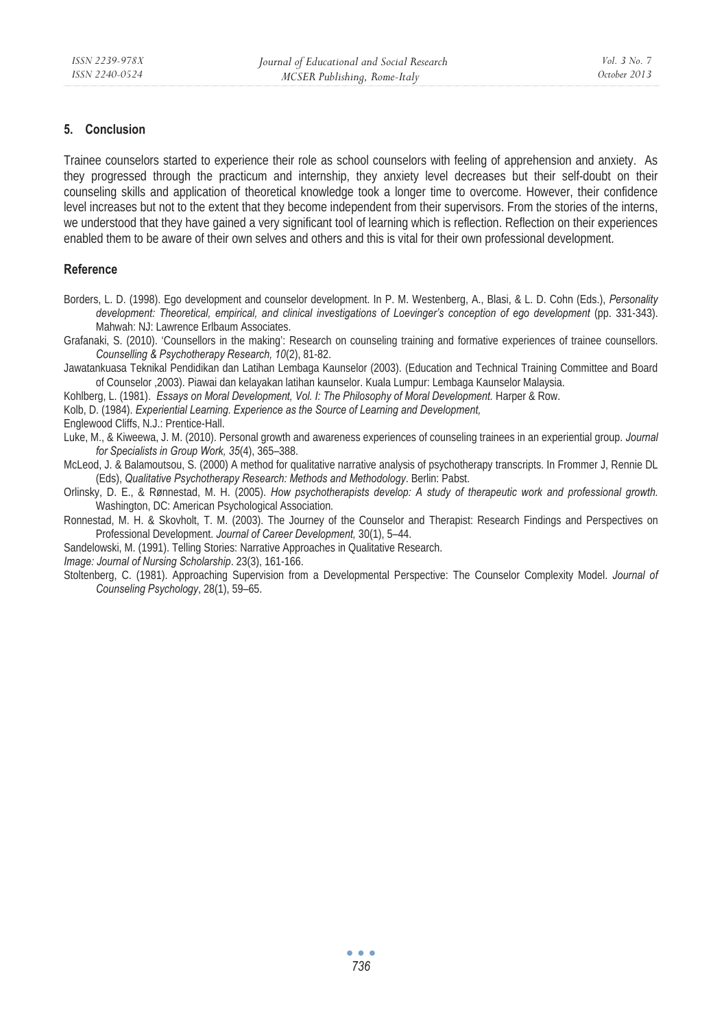## 5. Conclusion

Trainee counselors started to experience their role as school counselors with feeling of apprehension and anxiety. As they progressed through the practicum and internship, they anxiety level decreases but their self-doubt on their counseling skills and application of theoretical knowledge took a longer time to overcome. However, their confidence level increases but not to the extent that they become independent from their supervisors. From the stories of the interns, we understood that they have gained a very significant tool of learning which is reflection. Reflection on their experiences enabled them to be aware of their own selves and others and this is vital for their own professional development.

## Reference

Borders, L. D. (1998). Ego development and counselor development. In P. M. Westenberg, A., Blasi, & L. D. Cohn (Eds.), *Personality development: Theoretical, empirical, and clinical investigations of Loevinger's conception of ego development* (pp. 331-343). Mahwah: NJ: Lawrence Erlbaum Associates.

Grafanaki, S. (2010). 'Counsellors in the making': Research on counseling training and formative experiences of trainee counsellors. *Counselling & Psychotherapy Research, 10*(2), 81-82.

Jawatankuasa Teknikal Pendidikan dan Latihan Lembaga Kaunselor (2003). (Education and Technical Training Committee and Board of Counselor ,2003). Piawai dan kelayakan latihan kaunselor. Kuala Lumpur: Lembaga Kaunselor Malaysia.

Kohlberg, L. (1981). *Essays on Moral Development, Vol. I: The Philosophy of Moral Development.* Harper & Row.

Kolb, D. (1984). *Experiential Learning. Experience as the Source of Learning and Development,*

Englewood Cliffs, N.J.: Prentice-Hall.

Luke, M., & Kiweewa, J. M. (2010). Personal growth and awareness experiences of counseling trainees in an experiential group. *Journal for Specialists in Group Work, 35*(4), 365–388.

McLeod, J. & Balamoutsou, S. (2000) A method for qualitative narrative analysis of psychotherapy transcripts. In Frommer J, Rennie DL (Eds), *Qualitative Psychotherapy Research: Methods and Methodology*. Berlin: Pabst.

Orlinsky, D. E., & Rønnestad, M. H. (2005). *How psychotherapists develop: A study of therapeutic work and professional growth.* Washington, DC: American Psychological Association.

Ronnestad, M. H. & Skovholt, T. M. (2003). The Journey of the Counselor and Therapist: Research Findings and Perspectives on Professional Development. *Journal of Career Development,* 30(1), 5–44.

Sandelowski, M. (1991). Telling Stories: Narrative Approaches in Qualitative Research.

*Image: Journal of Nursing Scholarship*. 23(3), 161-166.

Stoltenberg, C. (1981). Approaching Supervision from a Developmental Perspective: The Counselor Complexity Model. *Journal of Counseling Psychology*, 28(1), 59–65.